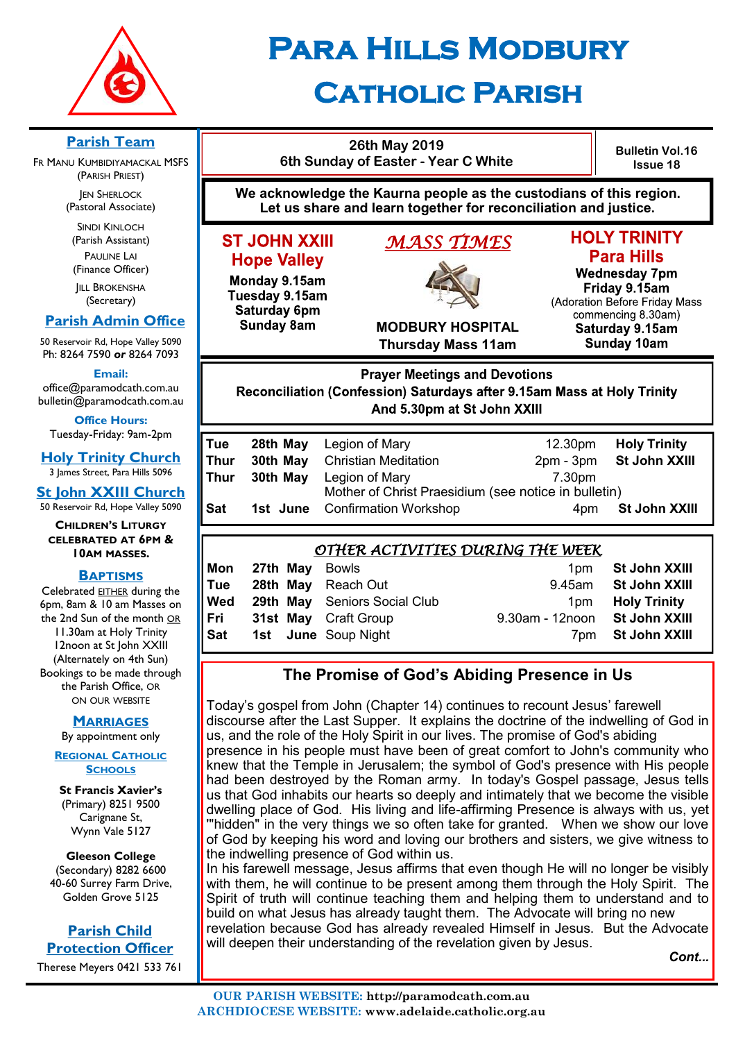# Para Hills Modbury Catholic Parish

**26th May 2019**
**6th Sunday of Easter - Year C White**

**Bulletin Vol.16 Issue 18**

**We acknowledge the Kaurna people as the custodians of this region. Let us share and learn together for reconciliation and justice.**

## *MASS TIMES*

**ST JOHN XXIII Hope Valley**
Monday 9.15am
Tuesday 9.15am
Saturday 6pm
Sunday 8am

**MODBURY HOSPITAL**
Thursday Mass 11am

**HOLY TRINITY Para Hills**
Wednesday 7pm
Friday 9.15am
(Adoration Before Friday Mass commencing 8.30am)
Saturday 9.15am
Sunday 10am

**Prayer Meetings and Devotions**
**Reconciliation (Confession) Saturdays after 9.15am Mass at Holy Trinity And 5.30pm at St John XXIII**

| | | | | |
|---|---|---|---|---|
| Tue | 28th May | Legion of Mary | 12.30pm | Holy Trinity |
| Thur | 30th May | Christian Meditation | 2pm - 3pm | St John XXIII |
| Thur | 30th May | Legion of Mary<br>Mother of Christ Praesidium (see notice in bulletin) | 7.30pm | |
| Sat | 1st June | Confirmation Workshop | 4pm | St John XXIII |

## *OTHER ACTIVITIES DURING THE WEEK*

| | | | | |
|---|---|---|---|---|
| Mon | 27th May | Bowls | 1pm | St John XXIII |
| Tue | 28th May | Reach Out | 9.45am | St John XXIII |
| Wed | 29th May | Seniors Social Club | 1pm | Holy Trinity |
| Fri | 31st May | Craft Group | 9.30am - 12noon | St John XXIII |
| Sat | 1st June | Soup Night | 7pm | St John XXIII |

## The Promise of God's Abiding Presence in Us

Today's gospel from John (Chapter 14) continues to recount Jesus' farewell discourse after the Last Supper. It explains the doctrine of the indwelling of God in us, and the role of the Holy Spirit in our lives. The promise of God's abiding presence in his people must have been of great comfort to John's community who knew that the Temple in Jerusalem; the symbol of God's presence with His people had been destroyed by the Roman army. In today's Gospel passage, Jesus tells us that God inhabits our hearts so deeply and intimately that we become the visible dwelling place of God. His living and life-affirming Presence is always with us, yet '"hidden" in the very things we so often take for granted. When we show our love of God by keeping his word and loving our brothers and sisters, we give witness to the indwelling presence of God within us.

In his farewell message, Jesus affirms that even though He will no longer be visibly with them, he will continue to be present among them through the Holy Spirit. The Spirit of truth will continue teaching them and helping them to understand and to build on what Jesus has already taught them. The Advocate will bring no new revelation because God has already revealed Himself in Jesus. But the Advocate will deepen their understanding of the revelation given by Jesus.

*Cont...*

## Parish Team

Fr Manu Kumbidiyamackal MSFS (Parish Priest)
Jen Sherlock (Pastoral Associate)
Sindi Kinloch (Parish Assistant)
Pauline Lai (Finance Officer)
Jill Brokensha (Secretary)

## Parish Admin Office

50 Reservoir Rd, Hope Valley 5090
Ph: 8264 7590 *or* 8264 7093

**Email:**
office@paramodcath.com.au
bulletin@paramodcath.com.au

**Office Hours:**
Tuesday-Friday: 9am-2pm

## Holy Trinity Church

3 James Street, Para Hills 5096

## St John XXIII Church

50 Reservoir Rd, Hope Valley 5090

**Children's Liturgy celebrated at 6pm & 10am Masses.**

## Baptisms

Celebrated EITHER during the 6pm, 8am & 10 am Masses on the 2nd Sun of the month OR 11.30am at Holy Trinity 12noon at St John XXIII (Alternately on 4th Sun) Bookings to be made through the Parish Office, or on our website

## Marriages

By appointment only

## Regional Catholic Schools

**St Francis Xavier's** (Primary) 8251 9500
Carignane St, Wynn Vale 5127

**Gleeson College** (Secondary) 8282 6600
40-60 Surrey Farm Drive, Golden Grove 5125

## Parish Child Protection Officer

Therese Meyers 0421 533 761

**OUR PARISH WEBSITE:** http://paramodcath.com.au
**ARCHDIOCESE WEBSITE:** www.adelaide.catholic.org.au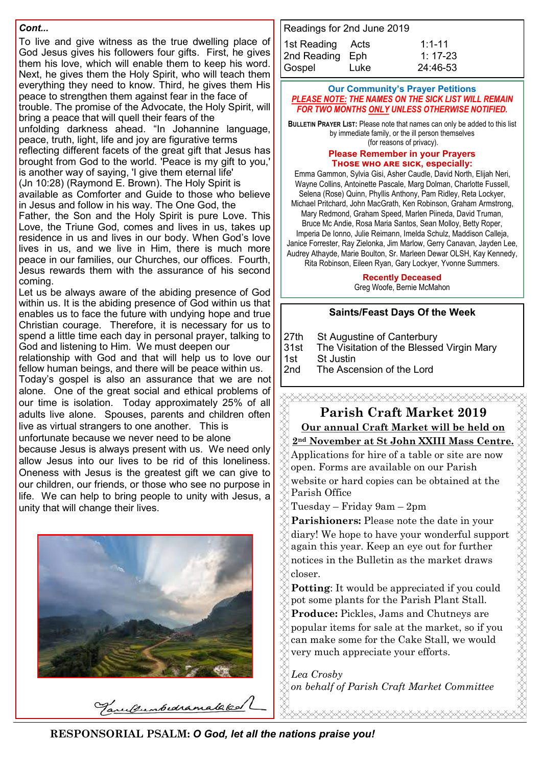*Cont...*

To live and give witness as the true dwelling place of God Jesus gives his followers four gifts. First, he gives them his love, which will enable them to keep his word. Next, he gives them the Holy Spirit, who will teach them everything they need to know. Third, he gives them His peace to strengthen them against fear in the face of trouble. The promise of the Advocate, the Holy Spirit, will bring a peace that will quell their fears of the unfolding darkness ahead. "In Johannine language, peace, truth, light, life and joy are figurative terms reflecting different facets of the great gift that Jesus has brought from God to the world. 'Peace is my gift to you,' is another way of saying, 'I give them eternal life' (Jn 10:28) (Raymond E. Brown). The Holy Spirit is available as Comforter and Guide to those who believe in Jesus and follow in his way. The One God, the Father, the Son and the Holy Spirit is pure Love. This Love, the Triune God, comes and lives in us, takes up residence in us and lives in our body. When God's love lives in us, and we live in Him, there is much more peace in our families, our Churches, our offices. Fourth, Jesus rewards them with the assurance of his second coming.

Let us be always aware of the abiding presence of God within us. It is the abiding presence of God within us that enables us to face the future with undying hope and true Christian courage. Therefore, it is necessary for us to spend a little time each day in personal prayer, talking to God and listening to Him. We must deepen our relationship with God and that will help us to love our fellow human beings, and there will be peace within us.

Today's gospel is also an assurance that we are not alone. One of the great social and ethical problems of our time is isolation. Today approximately 25% of all adults live alone. Spouses, parents and children often live as virtual strangers to one another. This is unfortunate because we never need to be alone because Jesus is always present with us. We need only allow Jesus into our lives to be rid of this loneliness. Oneness with Jesus is the greatest gift we can give to our children, our friends, or those who see no purpose in life. We can help to bring people to unity with Jesus, a unity that will change their lives.

Readings for 2nd June 2019

| | | |
|---|---|---|
| 1st Reading | Acts | 1:1-11 |
| 2nd Reading | Eph | 1: 17-23 |
| Gospel | Luke | 24:46-53 |

**Our Community's Prayer Petitions**

***PLEASE NOTE: THE NAMES ON THE SICK LIST WILL REMAIN FOR TWO MONTHS ONLY UNLESS OTHERWISE NOTIFIED.***

**BULLETIN PRAYER LIST:** Please note that names can only be added to this list by immediate family, or the ill person themselves (for reasons of privacy).

**Please Remember in your Prayers**
**THOSE WHO ARE SICK, especially:**

Emma Gammon, Sylvia Gisi, Asher Caudle, David North, Elijah Neri, Wayne Collins, Antoinette Pascale, Marg Dolman, Charlotte Fussell, Selena (Rose) Quinn, Phyllis Anthony, Pam Ridley, Reta Lockyer, Michael Pritchard, John MacGrath, Ken Robinson, Graham Armstrong, Mary Redmond, Graham Speed, Marlen Piineda, David Truman, Bruce Mc Andie, Rosa Maria Santos, Sean Molloy, Betty Roper, Imperia De Ionno, Julie Reimann, Imelda Schulz, Maddison Calleja, Janice Forrester, Ray Zielonka, Jim Marlow, Gerry Canavan, Jayden Lee, Audrey Athayde, Marie Boulton, Sr. Marleen Dewar OLSH, Kay Kennedy, Rita Robinson, Eileen Ryan, Gary Lockyer, Yvonne Summers.

**Recently Deceased**

Greg Woofe, Bernie McMahon

**Saints/Feast Days Of the Week**

| | |
|---|---|
| 27th | St Augustine of Canterbury |
| 31st | The Visitation of the Blessed Virgin Mary |
| 1st | St Justin |
| 2nd | The Ascension of the Lord |

## Parish Craft Market 2019

**Our annual Craft Market will be held on 2nd November at St John XXIII Mass Centre.**

Applications for hire of a table or site are now open. Forms are available on our Parish website or hard copies can be obtained at the Parish Office

Tuesday – Friday 9am – 2pm

**Parishioners:** Please note the date in your diary! We hope to have your wonderful support again this year. Keep an eye out for further notices in the Bulletin as the market draws closer.

**Potting**: It would be appreciated if you could pot some plants for the Parish Plant Stall.

**Produce:** Pickles, Jams and Chutneys are popular items for sale at the market, so if you can make some for the Cake Stall, we would very much appreciate your efforts.

*Lea Crosby*
*on behalf of Parish Craft Market Committee*

**RESPONSORIAL PSALM:** ***O God, let all the nations praise you!***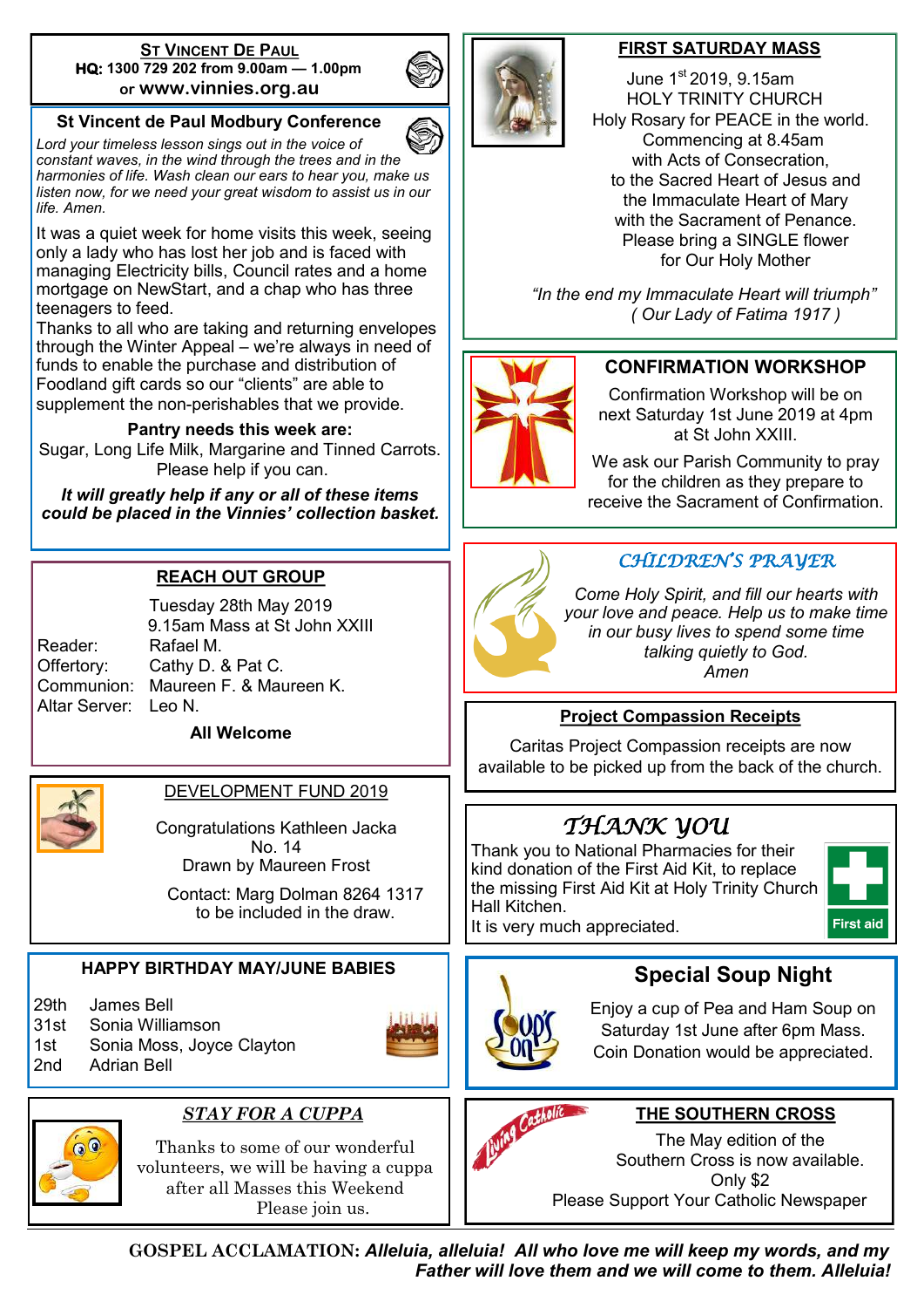## ST VINCENT DE PAUL

**HQ: 1300 729 202 from 9.00am — 1.00pm**
or **www.vinnies.org.au**

### St Vincent de Paul Modbury Conference

*Lord your timeless lesson sings out in the voice of constant waves, in the wind through the trees and in the harmonies of life. Wash clean our ears to hear you, make us listen now, for we need your great wisdom to assist us in our life. Amen.*

It was a quiet week for home visits this week, seeing only a lady who has lost her job and is faced with managing Electricity bills, Council rates and a home mortgage on NewStart, and a chap who has three teenagers to feed.

Thanks to all who are taking and returning envelopes through the Winter Appeal – we're always in need of funds to enable the purchase and distribution of Foodland gift cards so our "clients" are able to supplement the non-perishables that we provide.

**Pantry needs this week are:**
Sugar, Long Life Milk, Margarine and Tinned Carrots.
Please help if you can.

***It will greatly help if any or all of these items could be placed in the Vinnies' collection basket.***

## REACH OUT GROUP

Tuesday 28th May 2019
9.15am Mass at St John XXIII

| | |
|---|---|
| Reader: | Rafael M. |
| Offertory: | Cathy D. & Pat C. |
| Communion: | Maureen F. & Maureen K. |
| Altar Server: | Leo N. |

**All Welcome**

## DEVELOPMENT FUND 2019

Congratulations Kathleen Jacka
No. 14
Drawn by Maureen Frost

Contact: Marg Dolman 8264 1317
to be included in the draw.

## HAPPY BIRTHDAY MAY/JUNE BABIES

| | |
|---|---|
| 29th | James Bell |
| 31st | Sonia Williamson |
| 1st | Sonia Moss, Joyce Clayton |
| 2nd | Adrian Bell |

## *STAY FOR A CUPPA*

Thanks to some of our wonderful volunteers, we will be having a cuppa after all Masses this Weekend
Please join us.

## FIRST SATURDAY MASS

June 1st 2019, 9.15am
HOLY TRINITY CHURCH
Holy Rosary for PEACE in the world.
Commencing at 8.45am
with Acts of Consecration,
to the Sacred Heart of Jesus and
the Immaculate Heart of Mary
with the Sacrament of Penance.
Please bring a SINGLE flower
for Our Holy Mother

*"In the end my Immaculate Heart will triumph"*
*( Our Lady of Fatima 1917 )*

## CONFIRMATION WORKSHOP

Confirmation Workshop will be on next Saturday 1st June 2019 at 4pm at St John XXIII.

We ask our Parish Community to pray for the children as they prepare to receive the Sacrament of Confirmation.

## *CHILDREN'S PRAYER*

*Come Holy Spirit, and fill our hearts with your love and peace. Help us to make time in our busy lives to spend some time talking quietly to God.*
*Amen*

## Project Compassion Receipts

Caritas Project Compassion receipts are now available to be picked up from the back of the church.

## *THANK YOU*

Thank you to National Pharmacies for their kind donation of the First Aid Kit, to replace the missing First Aid Kit at Holy Trinity Church Hall Kitchen.
It is very much appreciated.

## Special Soup Night

Enjoy a cup of Pea and Ham Soup on Saturday 1st June after 6pm Mass.
Coin Donation would be appreciated.

## THE SOUTHERN CROSS

The May edition of the Southern Cross is now available.
Only $2
Please Support Your Catholic Newspaper

**GOSPEL ACCLAMATION:** ***Alleluia, alleluia! All who love me will keep my words, and my Father will love them and we will come to them. Alleluia!***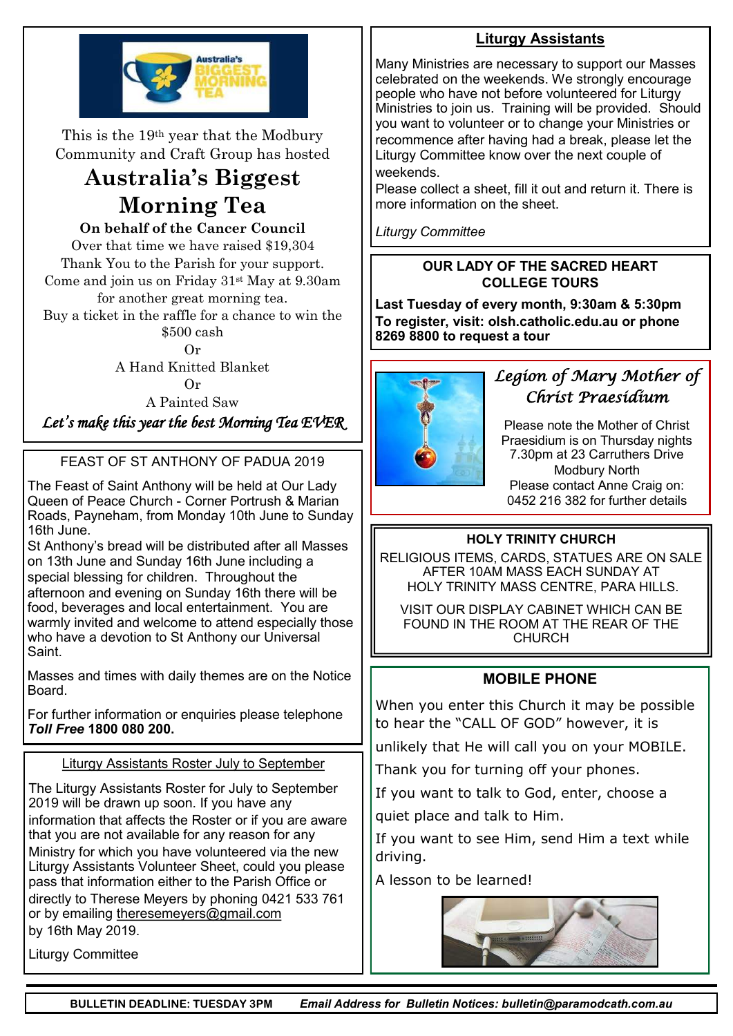This is the 19th year that the Modbury Community and Craft Group has hosted

# Australia's Biggest Morning Tea

**On behalf of the Cancer Council**

Over that time we have raised $19,304

Thank You to the Parish for your support.

Come and join us on Friday 31st May at 9.30am for another great morning tea.

Buy a ticket in the raffle for a chance to win the $500 cash

Or

A Hand Knitted Blanket

Or

A Painted Saw

*Let's make this year the best Morning Tea EVER*

## FEAST OF ST ANTHONY OF PADUA 2019

The Feast of Saint Anthony will be held at Our Lady Queen of Peace Church - Corner Portrush & Marian Roads, Payneham, from Monday 10th June to Sunday 16th June.

St Anthony's bread will be distributed after all Masses on 13th June and Sunday 16th June including a special blessing for children. Throughout the afternoon and evening on Sunday 16th there will be food, beverages and local entertainment. You are warmly invited and welcome to attend especially those who have a devotion to St Anthony our Universal Saint.

Masses and times with daily themes are on the Notice Board.

For further information or enquiries please telephone ***Toll Free*** **1800 080 200.**

## Liturgy Assistants Roster July to September

The Liturgy Assistants Roster for July to September 2019 will be drawn up soon. If you have any information that affects the Roster or if you are aware that you are not available for any reason for any Ministry for which you have volunteered via the new Liturgy Assistants Volunteer Sheet, could you please pass that information either to the Parish Office or directly to Therese Meyers by phoning 0421 533 761 or by emailing theresemeyers@gmail.com by 16th May 2019.

Liturgy Committee

## Liturgy Assistants

Many Ministries are necessary to support our Masses celebrated on the weekends. We strongly encourage people who have not before volunteered for Liturgy Ministries to join us. Training will be provided. Should you want to volunteer or to change your Ministries or recommence after having had a break, please let the Liturgy Committee know over the next couple of weekends.

Please collect a sheet, fill it out and return it. There is more information on the sheet.

*Liturgy Committee*

## OUR LADY OF THE SACRED HEART COLLEGE TOURS

**Last Tuesday of every month, 9:30am & 5:30pm**

**To register, visit: olsh.catholic.edu.au or phone 8269 8800 to request a tour**

## *Legion of Mary Mother of Christ Praesidium*

Please note the Mother of Christ Praesidium is on Thursday nights 7.30pm at 23 Carruthers Drive Modbury North

Please contact Anne Craig on: 0452 216 382 for further details

## HOLY TRINITY CHURCH

RELIGIOUS ITEMS, CARDS, STATUES ARE ON SALE AFTER 10AM MASS EACH SUNDAY AT HOLY TRINITY MASS CENTRE, PARA HILLS.

VISIT OUR DISPLAY CABINET WHICH CAN BE FOUND IN THE ROOM AT THE REAR OF THE CHURCH

## MOBILE PHONE

When you enter this Church it may be possible to hear the "CALL OF GOD" however, it is unlikely that He will call you on your MOBILE.

Thank you for turning off your phones.

If you want to talk to God, enter, choose a quiet place and talk to Him.

If you want to see Him, send Him a text while driving.

A lesson to be learned!

**BULLETIN DEADLINE: TUESDAY 3PM** ***Email Address for Bulletin Notices: bulletin@paramodcath.com.au***